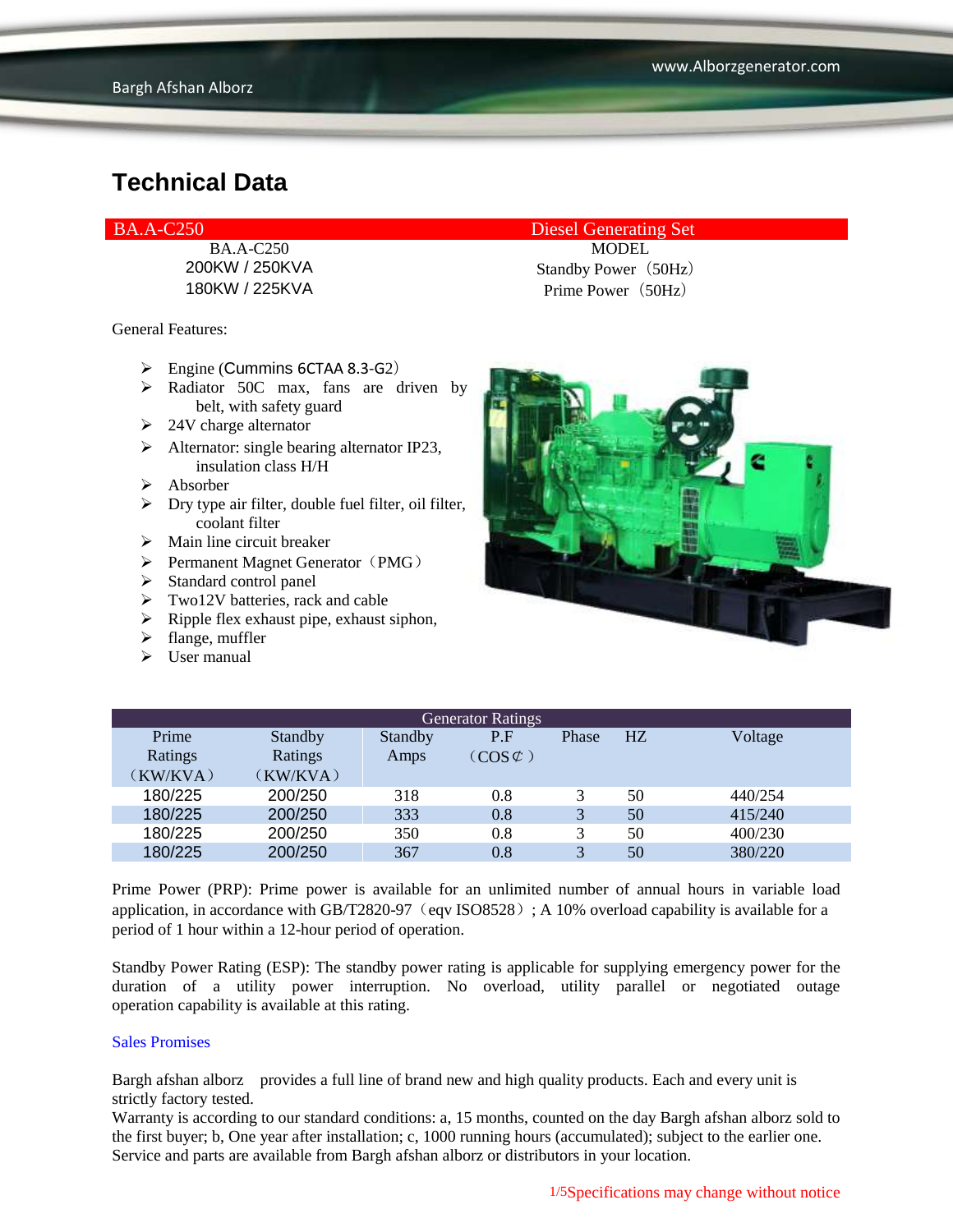# Technical Data

| BA.A-C250 | Diesel Generating Set |
|---|---|
| BA.A-C250 | MODEL |
| 200KW / 250KVA | Standby Power（50Hz） |
| 180KW / 225KVA | Prime Power（50Hz） |

General Features:

- Engine (Cummins 6CTAA 8.3-G2）
- Radiator 50C max, fans are driven by belt, with safety guard
- 24V charge alternator
- Alternator: single bearing alternator IP23, insulation class H/H
- Absorber
- Dry type air filter, double fuel filter, oil filter, coolant filter
- Main line circuit breaker
- Permanent Magnet Generator（PMG）
- Standard control panel
- Two12V batteries, rack and cable
- Ripple flex exhaust pipe, exhaust siphon,
- flange, muffler
- User manual

| Generator Ratings | | | | | | |
|---|---|---|---|---|---|---|
| Prime Ratings（KW/KVA） | Standby Ratings（KW/KVA） | Standby Amps | P.F（COS¢） | Phase | HZ | Voltage |
| 180/225 | 200/250 | 318 | 0.8 | 3 | 50 | 440/254 |
| 180/225 | 200/250 | 333 | 0.8 | 3 | 50 | 415/240 |
| 180/225 | 200/250 | 350 | 0.8 | 3 | 50 | 400/230 |
| 180/225 | 200/250 | 367 | 0.8 | 3 | 50 | 380/220 |

Prime Power (PRP): Prime power is available for an unlimited number of annual hours in variable load application, in accordance with GB/T2820-97（eqv ISO8528）; A 10% overload capability is available for a period of 1 hour within a 12-hour period of operation.

Standby Power Rating (ESP): The standby power rating is applicable for supplying emergency power for the duration of a utility power interruption. No overload, utility parallel or negotiated outage operation capability is available at this rating.

Sales Promises

Bargh afshan alborz provides a full line of brand new and high quality products. Each and every unit is strictly factory tested.
Warranty is according to our standard conditions: a, 15 months, counted on the day Bargh afshan alborz sold to the first buyer; b, One year after installation; c, 1000 running hours (accumulated); subject to the earlier one.
Service and parts are available from Bargh afshan alborz or distributors in your location.

Specifications may change without notice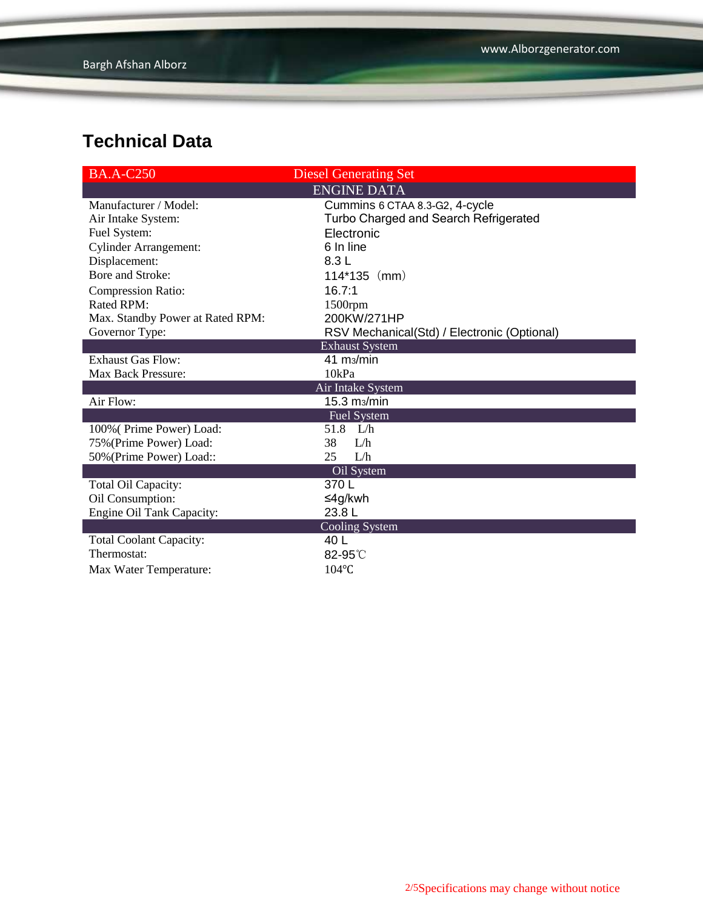## Technical Data

| BA.A-C250 | Diesel Generating Set |
|---|---|
| **ENGINE DATA** | |
| Manufacturer / Model: | Cummins 6 CTAA 8.3-G2, 4-cycle |
| Air Intake System: | Turbo Charged and Search Refrigerated |
| Fuel System: | Electronic |
| Cylinder Arrangement: | 6 In line |
| Displacement: | 8.3 L |
| Bore and Stroke: | 114*135（mm） |
| Compression Ratio: | 16.7:1 |
| Rated RPM: | 1500rpm |
| Max. Standby Power at Rated RPM: | 200KW/271HP |
| Governor Type: | RSV Mechanical(Std) / Electronic (Optional) |
| **Exhaust System** | |
| Exhaust Gas Flow: | 41 $m^3$/min |
| Max Back Pressure: | 10kPa |
| **Air Intake System** | |
| Air Flow: | 15.3 $m^3$/min |
| **Fuel System** | |
| 100%( Prime Power) Load: | 51.8 L/h |
| 75%(Prime Power) Load: | 38 L/h |
| 50%(Prime Power) Load:: | 25 L/h |
| **Oil System** | |
| Total Oil Capacity: | 370 L |
| Oil Consumption: | ≤4g/kwh |
| Engine Oil Tank Capacity: | 23.8 L |
| **Cooling System** | |
| Total Coolant Capacity: | 40 L |
| Thermostat: | 82-95℃ |
| Max Water Temperature: | 104℃ |

Specifications may change without notice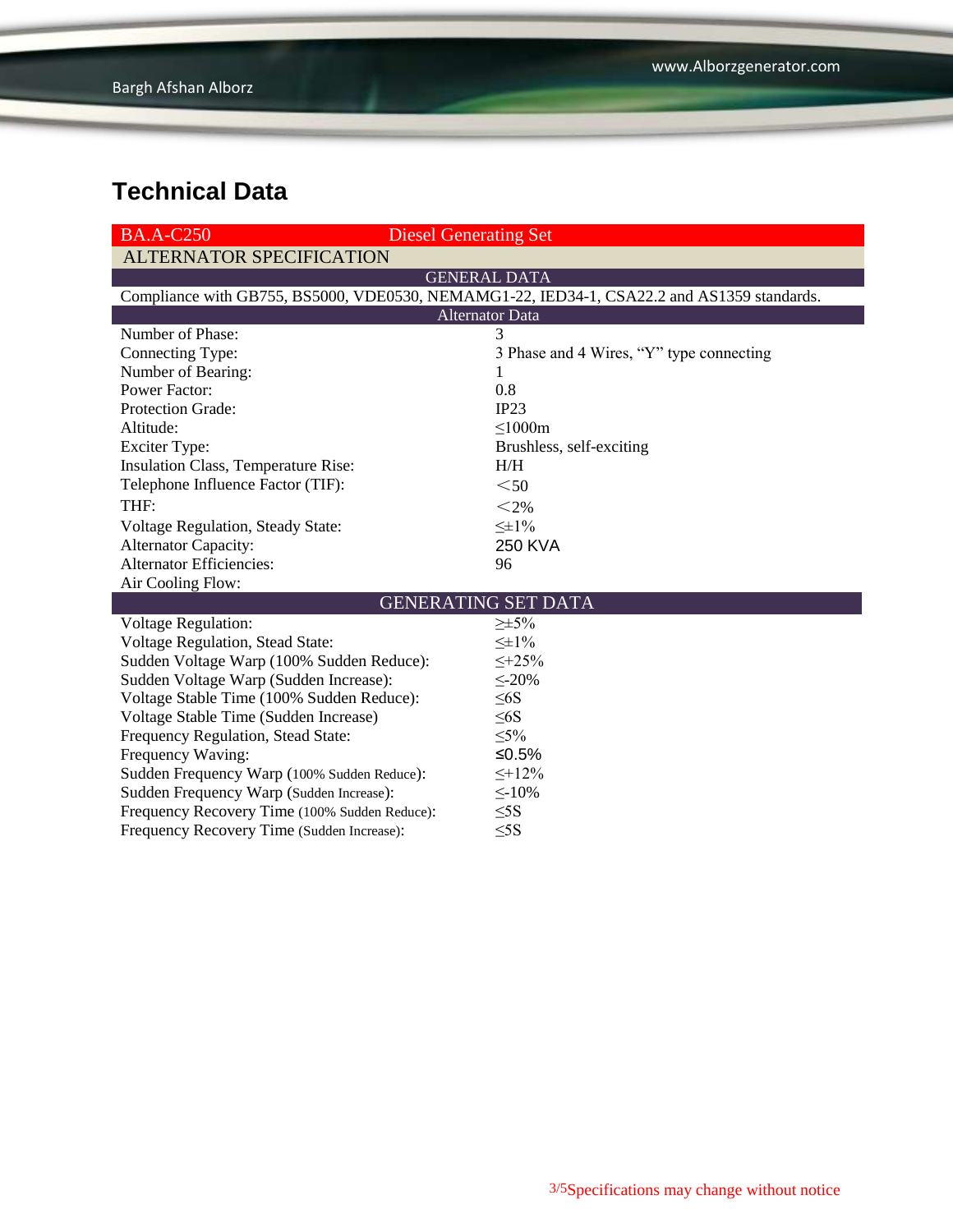# Technical Data

| BA.A-C250 | Diesel Generating Set |
|---|---|
| **ALTERNATOR SPECIFICATION** | |
| **GENERAL DATA** | |
| Compliance with GB755, BS5000, VDE0530, NEMAMG1-22, IED34-1, CSA22.2 and AS1359 standards. | |
| **Alternator Data** | |
| Number of Phase: | 3 |
| Connecting Type: | 3 Phase and 4 Wires, "Y" type connecting |
| Number of Bearing: | 1 |
| Power Factor: | 0.8 |
| Protection Grade: | IP23 |
| Altitude: | ≤1000m |
| Exciter Type: | Brushless, self-exciting |
| Insulation Class, Temperature Rise: | H/H |
| Telephone Influence Factor (TIF): | <50 |
| THF: | <2% |
| Voltage Regulation, Steady State: | ≤±1% |
| Alternator Capacity: | 250 KVA |
| Alternator Efficiencies: | 96 |
| Air Cooling Flow: | |
| **GENERATING SET DATA** | |
| Voltage Regulation: | ≥±5% |
| Voltage Regulation, Stead State: | ≤±1% |
| Sudden Voltage Warp (100% Sudden Reduce): | ≤+25% |
| Sudden Voltage Warp (Sudden Increase): | ≤-20% |
| Voltage Stable Time (100% Sudden Reduce): | ≤6S |
| Voltage Stable Time (Sudden Increase) | ≤6S |
| Frequency Regulation, Stead State: | ≤5% |
| Frequency Waving: | ≤0.5% |
| Sudden Frequency Warp (100% Sudden Reduce): | ≤+12% |
| Sudden Frequency Warp (Sudden Increase): | ≤-10% |
| Frequency Recovery Time (100% Sudden Reduce): | ≤5S |
| Frequency Recovery Time (Sudden Increase): | ≤5S |

Specifications may change without notice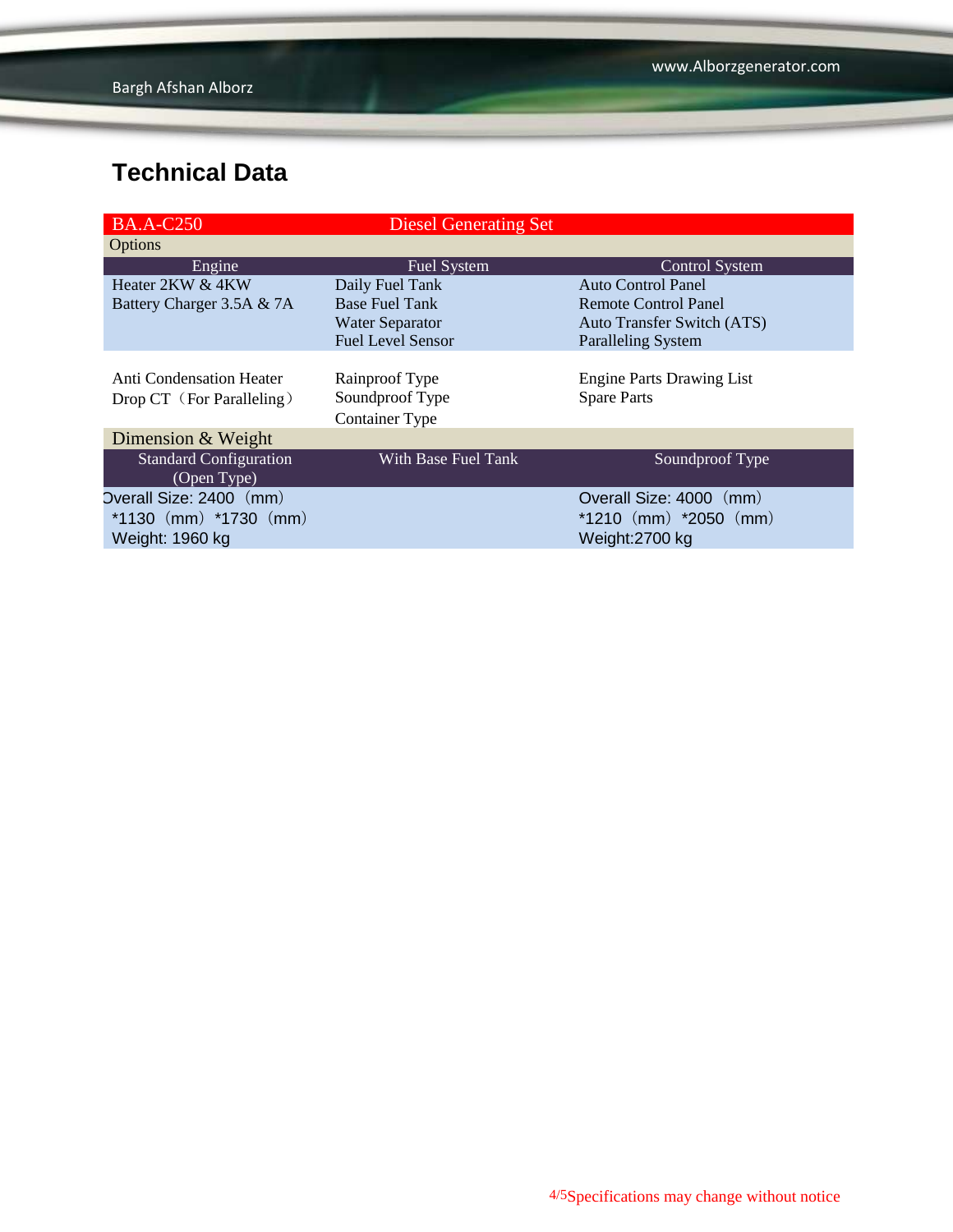## Technical Data

| BA.A-C250 | Diesel Generating Set | |
|---|---|---|
| Options | | |
| Engine | Fuel System | Control System |
| Heater 2KW & 4KW<br>Battery Charger 3.5A & 7A | Daily Fuel Tank<br>Base Fuel Tank<br>Water Separator<br>Fuel Level Sensor | Auto Control Panel<br>Remote Control Panel<br>Auto Transfer Switch (ATS)<br>Paralleling System |
| Anti Condensation Heater<br>Drop CT（For Paralleling） | Rainproof Type<br>Soundproof Type<br>Container Type | Engine Parts Drawing List<br>Spare Parts |
| Dimension & Weight | | |
| Standard Configuration (Open Type) | With Base Fuel Tank | Soundproof Type |
| Overall Size: 2400（mm）*1130（mm）*1730（mm）<br>Weight: 1960 kg | | Overall Size: 4000（mm）*1210（mm）*2050（mm）<br>Weight:2700 kg |

Specifications may change without notice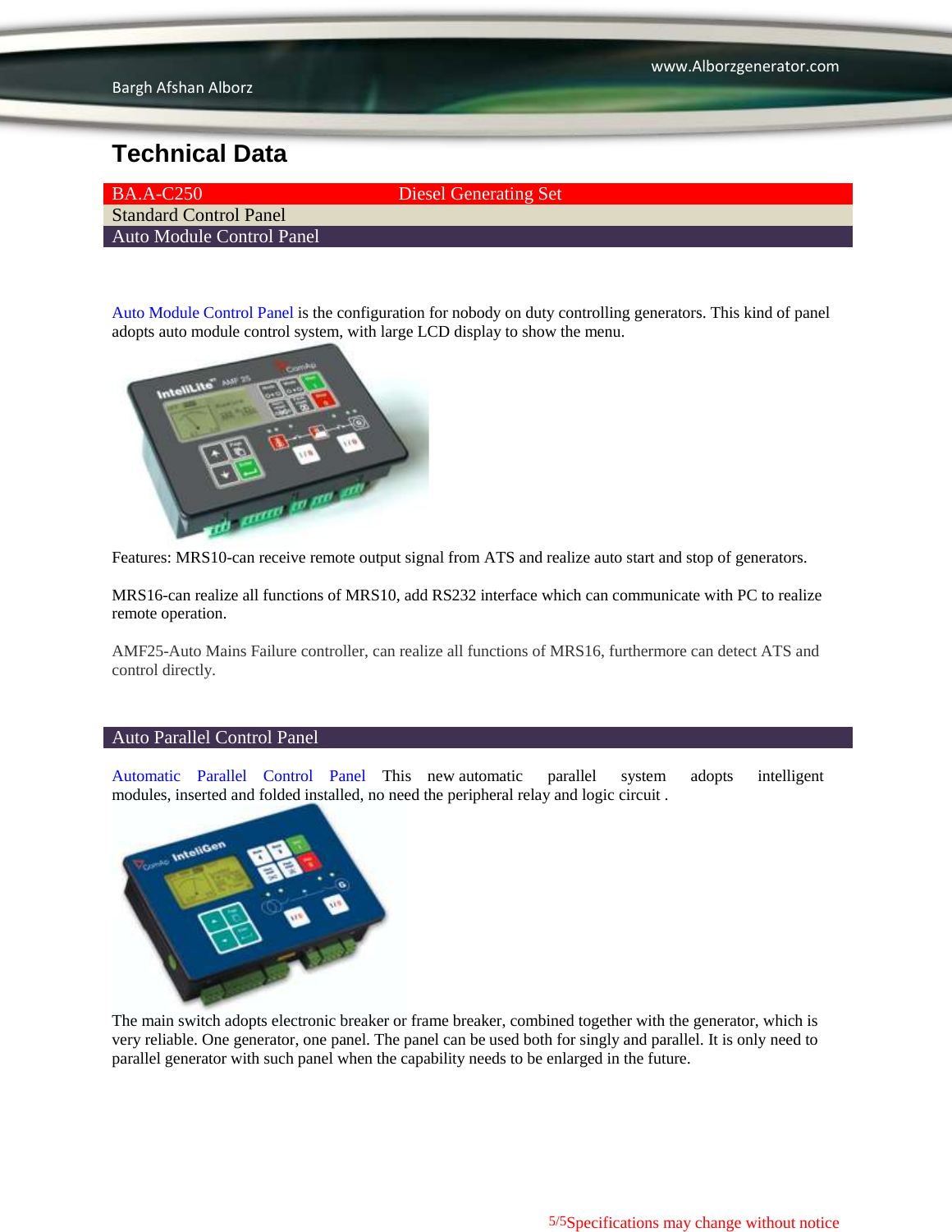## Technical Data

| | |
|---|---|
| BA.A-C250 | Diesel Generating Set |
| Standard Control Panel | |
| Auto Module Control Panel | |

Auto Module Control Panel is the configuration for nobody on duty controlling generators. This kind of panel adopts auto module control system, with large LCD display to show the menu.

Features: MRS10-can receive remote output signal from ATS and realize auto start and stop of generators.

MRS16-can realize all functions of MRS10, add RS232 interface which can communicate with PC to realize remote operation.

AMF25-Auto Mains Failure controller, can realize all functions of MRS16, furthermore can detect ATS and control directly.

### Auto Parallel Control Panel

Automatic Parallel Control Panel This new automatic parallel system adopts intelligent modules, inserted and folded installed, no need the peripheral relay and logic circuit .

The main switch adopts electronic breaker or frame breaker, combined together with the generator, which is very reliable. One generator, one panel. The panel can be used both for singly and parallel. It is only need to parallel generator with such panel when the capability needs to be enlarged in the future.

Specifications may change without notice